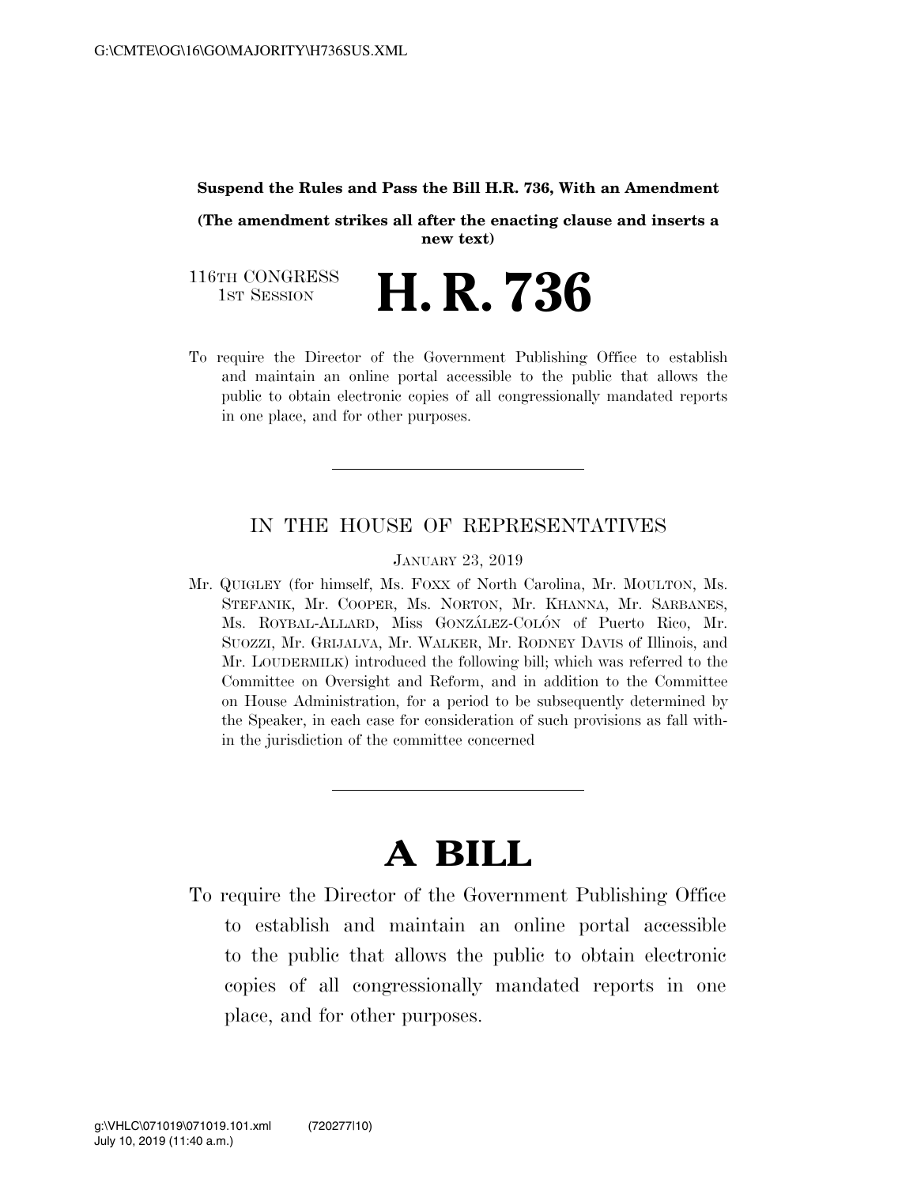**Suspend the Rules and Pass the Bill H.R. 736, With an Amendment**

**(The amendment strikes all after the enacting clause and inserts a new text)**

116TH CONGRESS
1ST SESSION

# H. R. 736

To require the Director of the Government Publishing Office to establish and maintain an online portal accessible to the public that allows the public to obtain electronic copies of all congressionally mandated reports in one place, and for other purposes.

---

IN THE HOUSE OF REPRESENTATIVES

JANUARY 23, 2019

Mr. QUIGLEY (for himself, Ms. FOXX of North Carolina, Mr. MOULTON, Ms. STEFANIK, Mr. COOPER, Ms. NORTON, Mr. KHANNA, Mr. SARBANES, Ms. ROYBAL-ALLARD, Miss GONZÁLEZ-COLÓN of Puerto Rico, Mr. SUOZZI, Mr. GRIJALVA, Mr. WALKER, Mr. RODNEY DAVIS of Illinois, and Mr. LOUDERMILK) introduced the following bill; which was referred to the Committee on Oversight and Reform, and in addition to the Committee on House Administration, for a period to be subsequently determined by the Speaker, in each case for consideration of such provisions as fall within the jurisdiction of the committee concerned

---

# A BILL

To require the Director of the Government Publishing Office to establish and maintain an online portal accessible to the public that allows the public to obtain electronic copies of all congressionally mandated reports in one place, and for other purposes.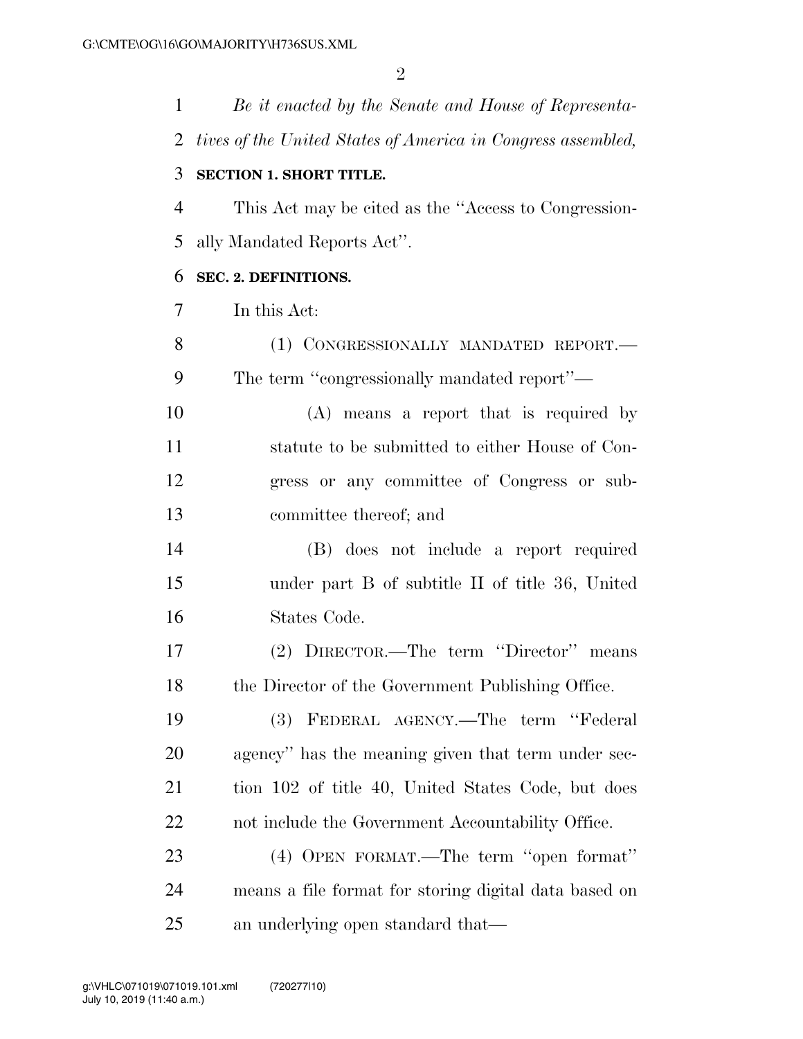*Be it enacted by the Senate and House of Representatives of the United States of America in Congress assembled,*

**SECTION 1. SHORT TITLE.**

This Act may be cited as the ''Access to Congressionally Mandated Reports Act''.

**SEC. 2. DEFINITIONS.**

In this Act:

(1) CONGRESSIONALLY MANDATED REPORT.—The term ''congressionally mandated report''—

(A) means a report that is required by statute to be submitted to either House of Congress or any committee of Congress or subcommittee thereof; and

(B) does not include a report required under part B of subtitle II of title 36, United States Code.

(2) DIRECTOR.—The term ''Director'' means the Director of the Government Publishing Office.

(3) FEDERAL AGENCY.—The term ''Federal agency'' has the meaning given that term under section 102 of title 40, United States Code, but does not include the Government Accountability Office.

(4) OPEN FORMAT.—The term ''open format'' means a file format for storing digital data based on an underlying open standard that—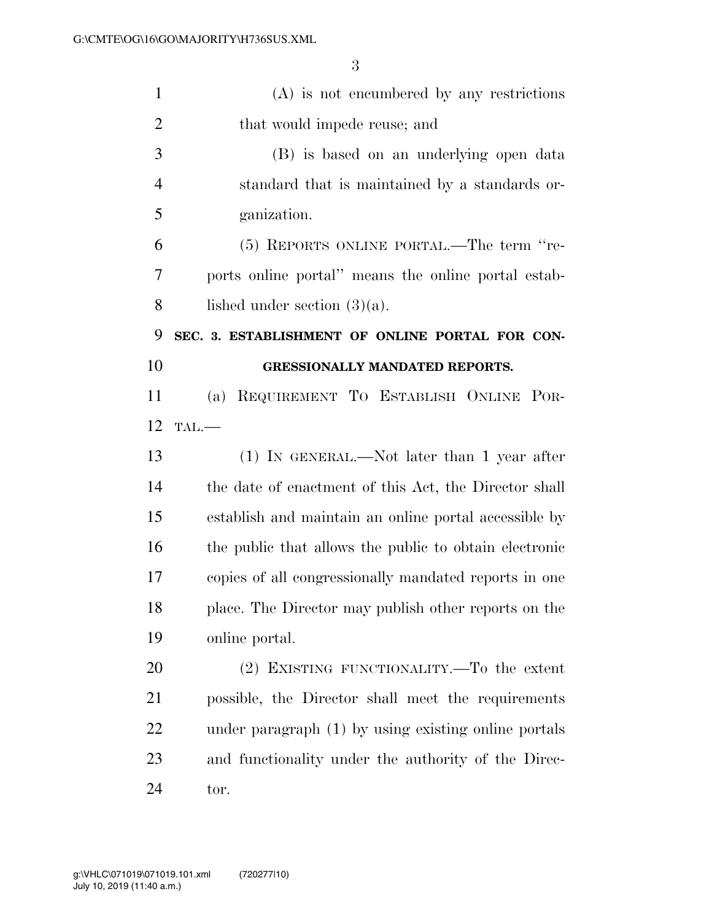(A) is not encumbered by any restrictions that would impede reuse; and

(B) is based on an underlying open data standard that is maintained by a standards organization.

(5) REPORTS ONLINE PORTAL.—The term "reports online portal" means the online portal established under section (3)(a).

**SEC. 3. ESTABLISHMENT OF ONLINE PORTAL FOR CONGRESSIONALLY MANDATED REPORTS.**

(a) REQUIREMENT TO ESTABLISH ONLINE PORTAL.—

(1) IN GENERAL.—Not later than 1 year after the date of enactment of this Act, the Director shall establish and maintain an online portal accessible by the public that allows the public to obtain electronic copies of all congressionally mandated reports in one place. The Director may publish other reports on the online portal.

(2) EXISTING FUNCTIONALITY.—To the extent possible, the Director shall meet the requirements under paragraph (1) by using existing online portals and functionality under the authority of the Director.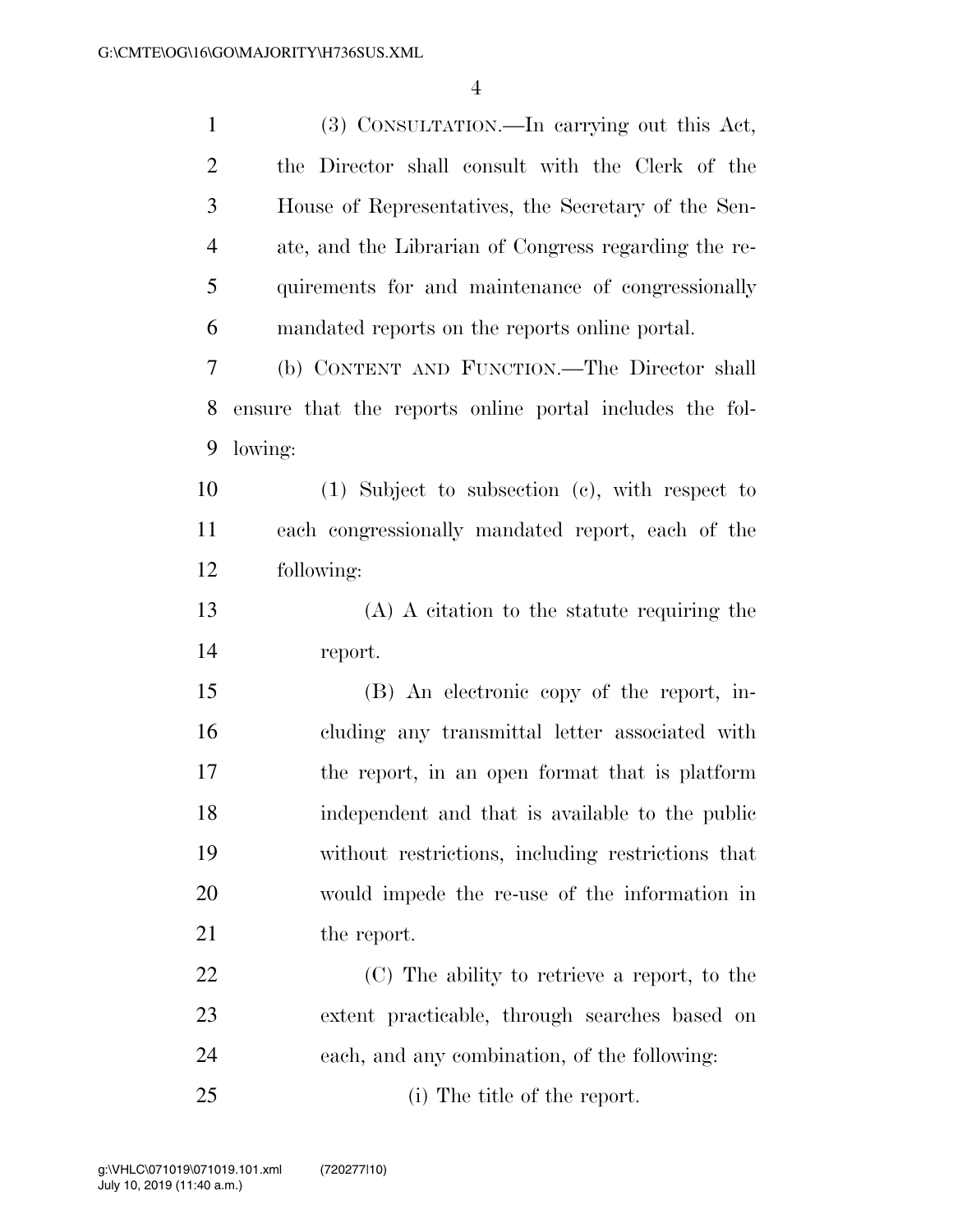(3) CONSULTATION.—In carrying out this Act, the Director shall consult with the Clerk of the House of Representatives, the Secretary of the Senate, and the Librarian of Congress regarding the requirements for and maintenance of congressionally mandated reports on the reports online portal.

(b) CONTENT AND FUNCTION.—The Director shall ensure that the reports online portal includes the following:

(1) Subject to subsection (c), with respect to each congressionally mandated report, each of the following:

(A) A citation to the statute requiring the report.

(B) An electronic copy of the report, including any transmittal letter associated with the report, in an open format that is platform independent and that is available to the public without restrictions, including restrictions that would impede the re-use of the information in the report.

(C) The ability to retrieve a report, to the extent practicable, through searches based on each, and any combination, of the following:

(i) The title of the report.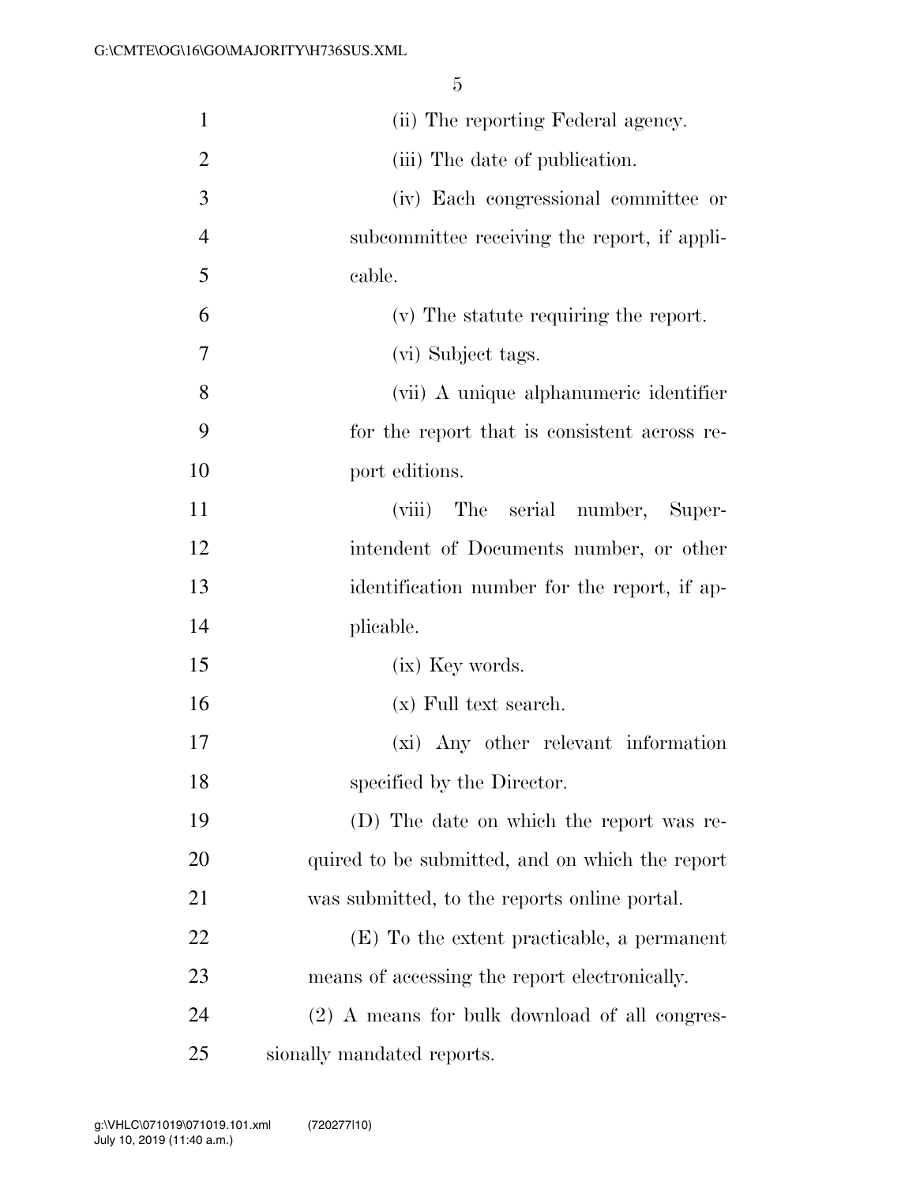(ii) The reporting Federal agency.

(iii) The date of publication.

(iv) Each congressional committee or subcommittee receiving the report, if applicable.

(v) The statute requiring the report.

(vi) Subject tags.

(vii) A unique alphanumeric identifier for the report that is consistent across report editions.

(viii) The serial number, Superintendent of Documents number, or other identification number for the report, if applicable.

(ix) Key words.

(x) Full text search.

(xi) Any other relevant information specified by the Director.

(D) The date on which the report was required to be submitted, and on which the report was submitted, to the reports online portal.

(E) To the extent practicable, a permanent means of accessing the report electronically.

(2) A means for bulk download of all congressionally mandated reports.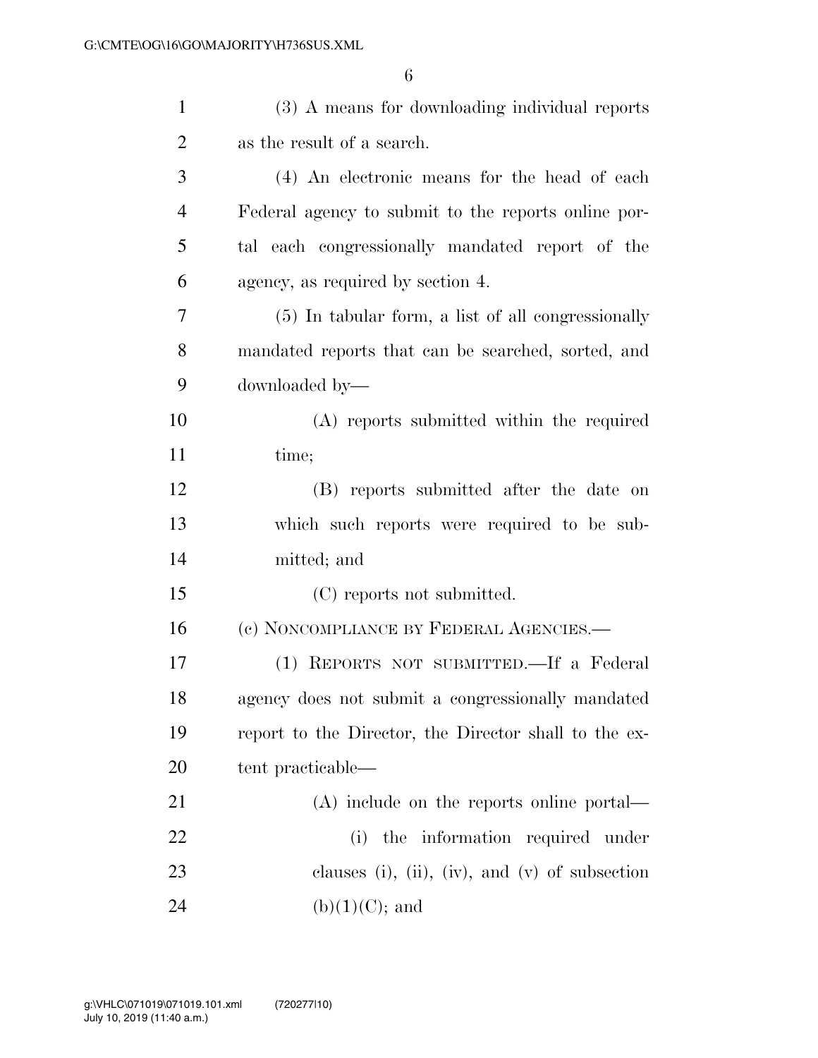(3) A means for downloading individual reports as the result of a search.

(4) An electronic means for the head of each Federal agency to submit to the reports online portal each congressionally mandated report of the agency, as required by section 4.

(5) In tabular form, a list of all congressionally mandated reports that can be searched, sorted, and downloaded by—

(A) reports submitted within the required time;

(B) reports submitted after the date on which such reports were required to be submitted; and

(C) reports not submitted.

(c) NONCOMPLIANCE BY FEDERAL AGENCIES.—

(1) REPORTS NOT SUBMITTED.—If a Federal agency does not submit a congressionally mandated report to the Director, the Director shall to the extent practicable—

(A) include on the reports online portal—

(i) the information required under clauses (i), (ii), (iv), and (v) of subsection (b)(1)(C); and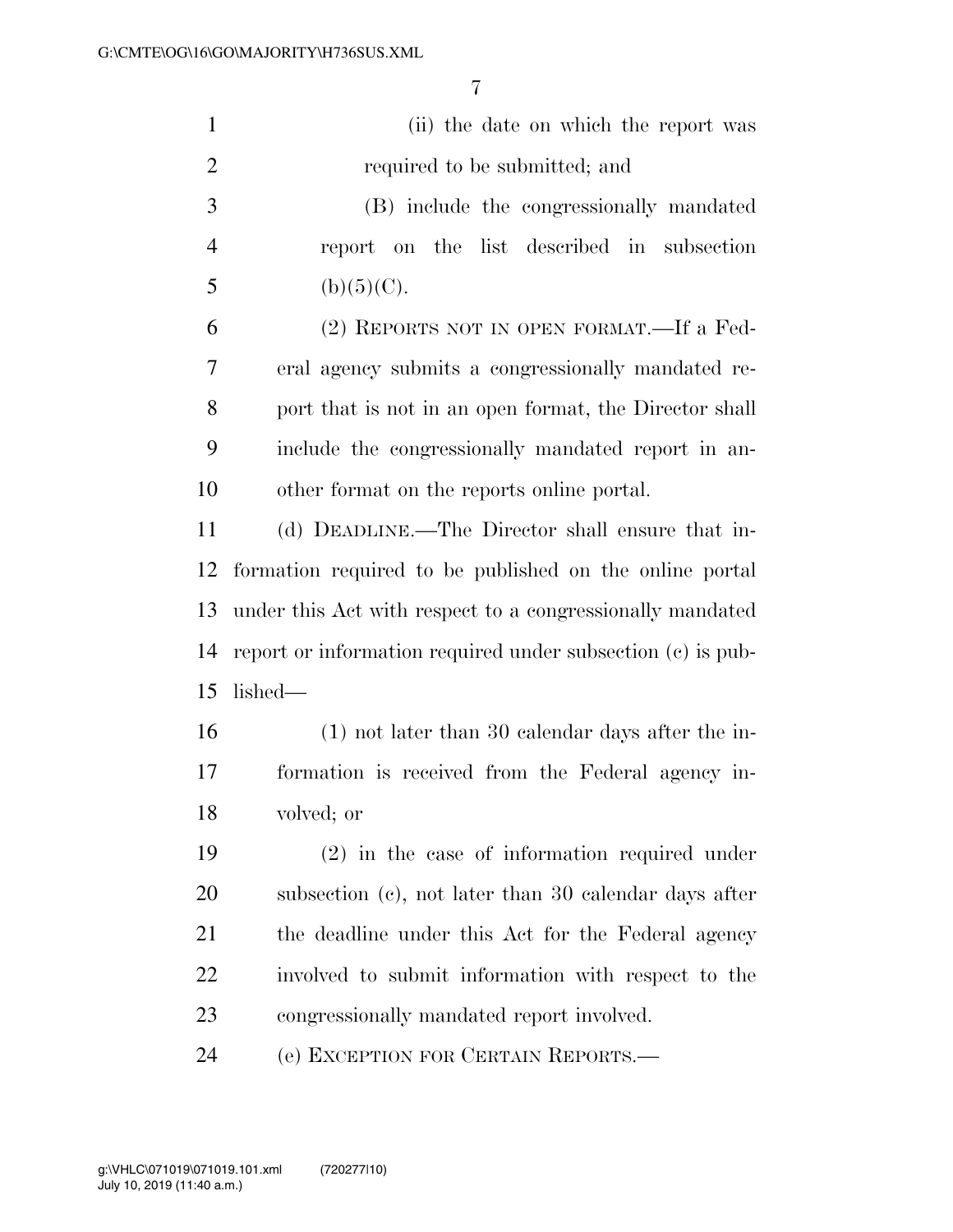(ii) the date on which the report was required to be submitted; and

(B) include the congressionally mandated report on the list described in subsection (b)(5)(C).

(2) REPORTS NOT IN OPEN FORMAT.—If a Federal agency submits a congressionally mandated report that is not in an open format, the Director shall include the congressionally mandated report in another format on the reports online portal.

(d) DEADLINE.—The Director shall ensure that information required to be published on the online portal under this Act with respect to a congressionally mandated report or information required under subsection (c) is published—

(1) not later than 30 calendar days after the information is received from the Federal agency involved; or

(2) in the case of information required under subsection (c), not later than 30 calendar days after the deadline under this Act for the Federal agency involved to submit information with respect to the congressionally mandated report involved.

(e) EXCEPTION FOR CERTAIN REPORTS.—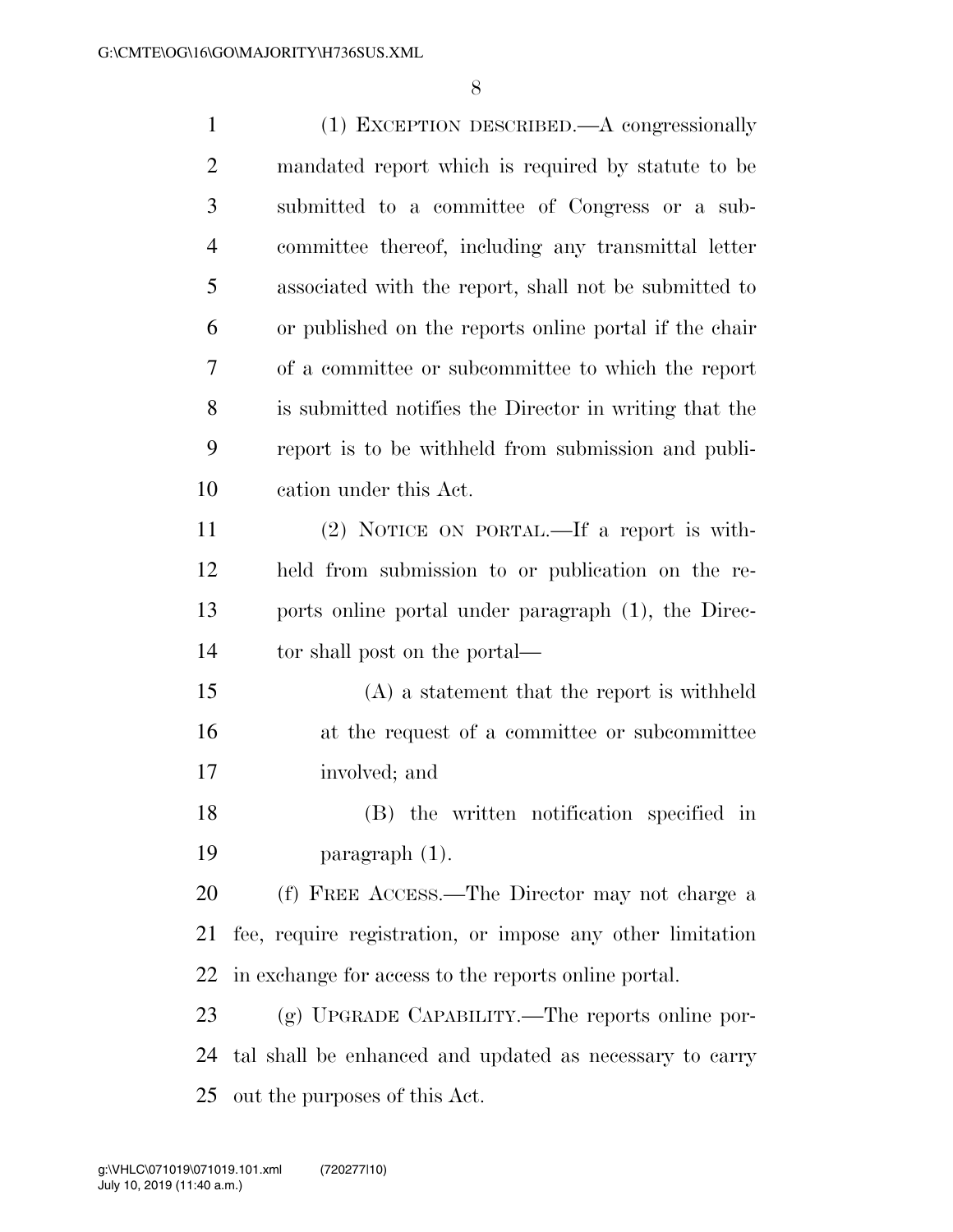(1) EXCEPTION DESCRIBED.—A congressionally mandated report which is required by statute to be submitted to a committee of Congress or a subcommittee thereof, including any transmittal letter associated with the report, shall not be submitted to or published on the reports online portal if the chair of a committee or subcommittee to which the report is submitted notifies the Director in writing that the report is to be withheld from submission and publication under this Act.

(2) NOTICE ON PORTAL.—If a report is withheld from submission to or publication on the reports online portal under paragraph (1), the Director shall post on the portal—

(A) a statement that the report is withheld at the request of a committee or subcommittee involved; and

(B) the written notification specified in paragraph (1).

(f) FREE ACCESS.—The Director may not charge a fee, require registration, or impose any other limitation in exchange for access to the reports online portal.

(g) UPGRADE CAPABILITY.—The reports online portal shall be enhanced and updated as necessary to carry out the purposes of this Act.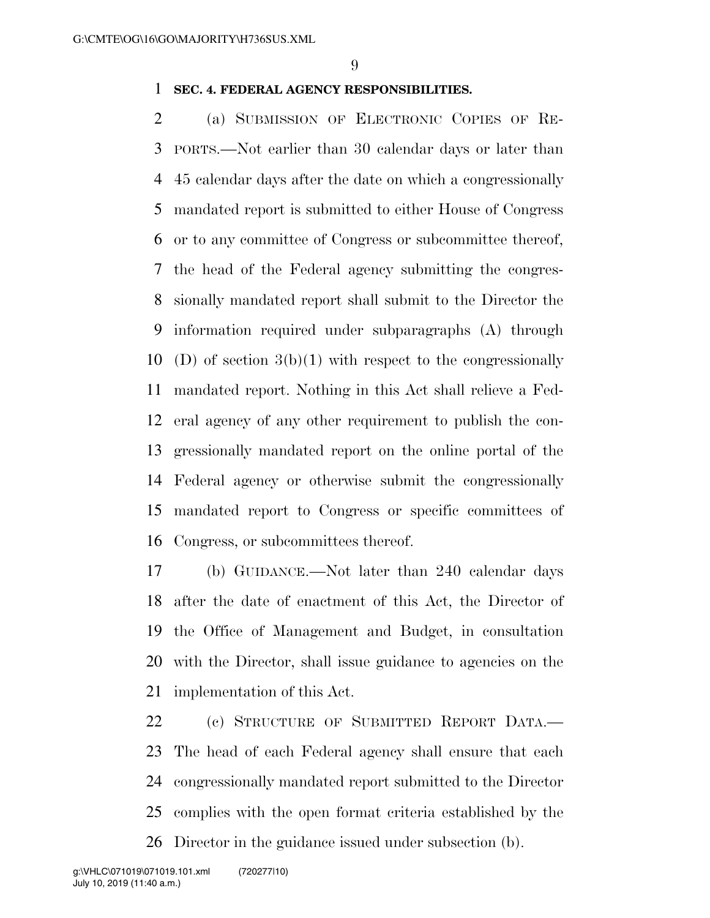**SEC. 4. FEDERAL AGENCY RESPONSIBILITIES.**

(a) SUBMISSION OF ELECTRONIC COPIES OF REPORTS.—Not earlier than 30 calendar days or later than 45 calendar days after the date on which a congressionally mandated report is submitted to either House of Congress or to any committee of Congress or subcommittee thereof, the head of the Federal agency submitting the congressionally mandated report shall submit to the Director the information required under subparagraphs (A) through (D) of section 3(b)(1) with respect to the congressionally mandated report. Nothing in this Act shall relieve a Federal agency of any other requirement to publish the congressionally mandated report on the online portal of the Federal agency or otherwise submit the congressionally mandated report to Congress or specific committees of Congress, or subcommittees thereof.

(b) GUIDANCE.—Not later than 240 calendar days after the date of enactment of this Act, the Director of the Office of Management and Budget, in consultation with the Director, shall issue guidance to agencies on the implementation of this Act.

(c) STRUCTURE OF SUBMITTED REPORT DATA.—The head of each Federal agency shall ensure that each congressionally mandated report submitted to the Director complies with the open format criteria established by the Director in the guidance issued under subsection (b).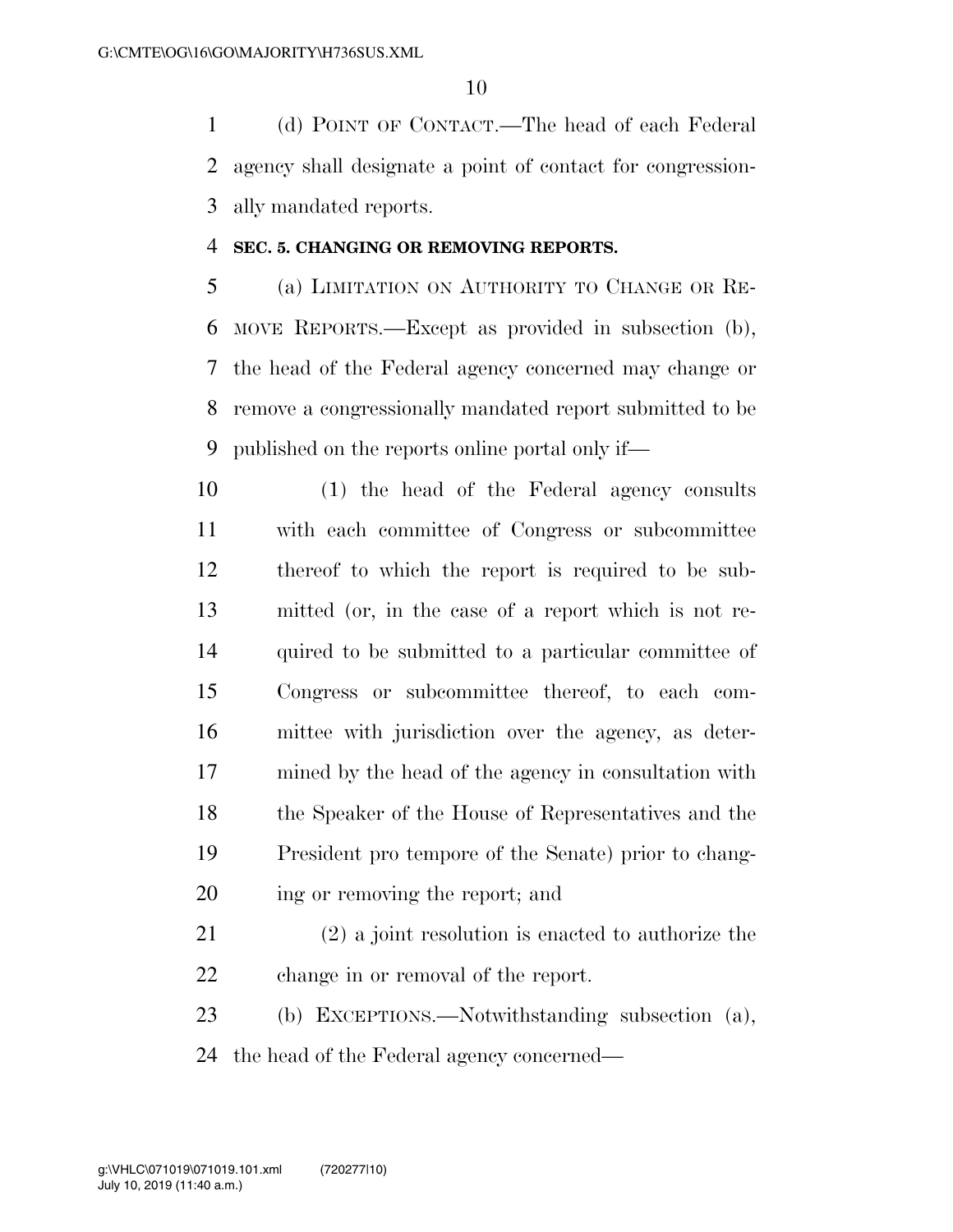(d) POINT OF CONTACT.—The head of each Federal agency shall designate a point of contact for congressionally mandated reports.

**SEC. 5. CHANGING OR REMOVING REPORTS.**

(a) LIMITATION ON AUTHORITY TO CHANGE OR REMOVE REPORTS.—Except as provided in subsection (b), the head of the Federal agency concerned may change or remove a congressionally mandated report submitted to be published on the reports online portal only if—

(1) the head of the Federal agency consults with each committee of Congress or subcommittee thereof to which the report is required to be submitted (or, in the case of a report which is not required to be submitted to a particular committee of Congress or subcommittee thereof, to each committee with jurisdiction over the agency, as determined by the head of the agency in consultation with the Speaker of the House of Representatives and the President pro tempore of the Senate) prior to changing or removing the report; and

(2) a joint resolution is enacted to authorize the change in or removal of the report.

(b) EXCEPTIONS.—Notwithstanding subsection (a), the head of the Federal agency concerned—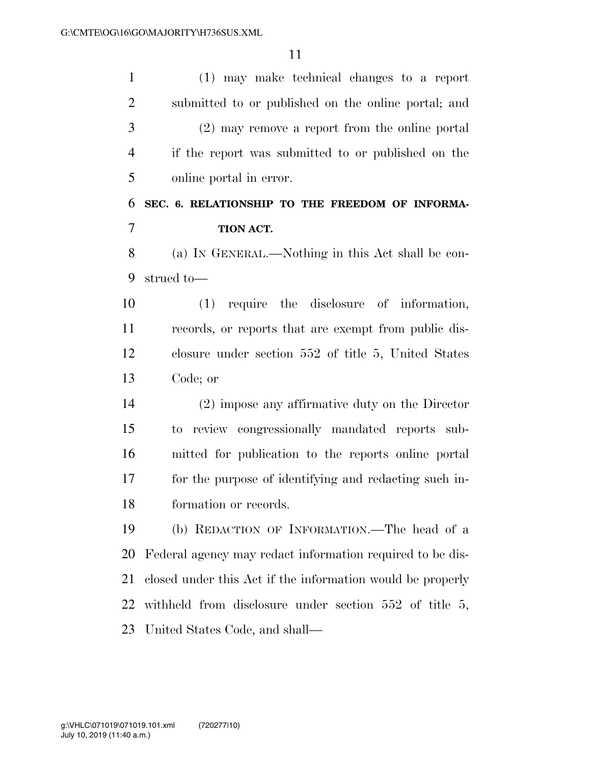(1) may make technical changes to a report submitted to or published on the online portal; and

(2) may remove a report from the online portal if the report was submitted to or published on the online portal in error.

**SEC. 6. RELATIONSHIP TO THE FREEDOM OF INFORMATION ACT.**

(a) IN GENERAL.—Nothing in this Act shall be construed to—

(1) require the disclosure of information, records, or reports that are exempt from public disclosure under section 552 of title 5, United States Code; or

(2) impose any affirmative duty on the Director to review congressionally mandated reports submitted for publication to the reports online portal for the purpose of identifying and redacting such information or records.

(b) REDACTION OF INFORMATION.—The head of a Federal agency may redact information required to be disclosed under this Act if the information would be properly withheld from disclosure under section 552 of title 5, United States Code, and shall—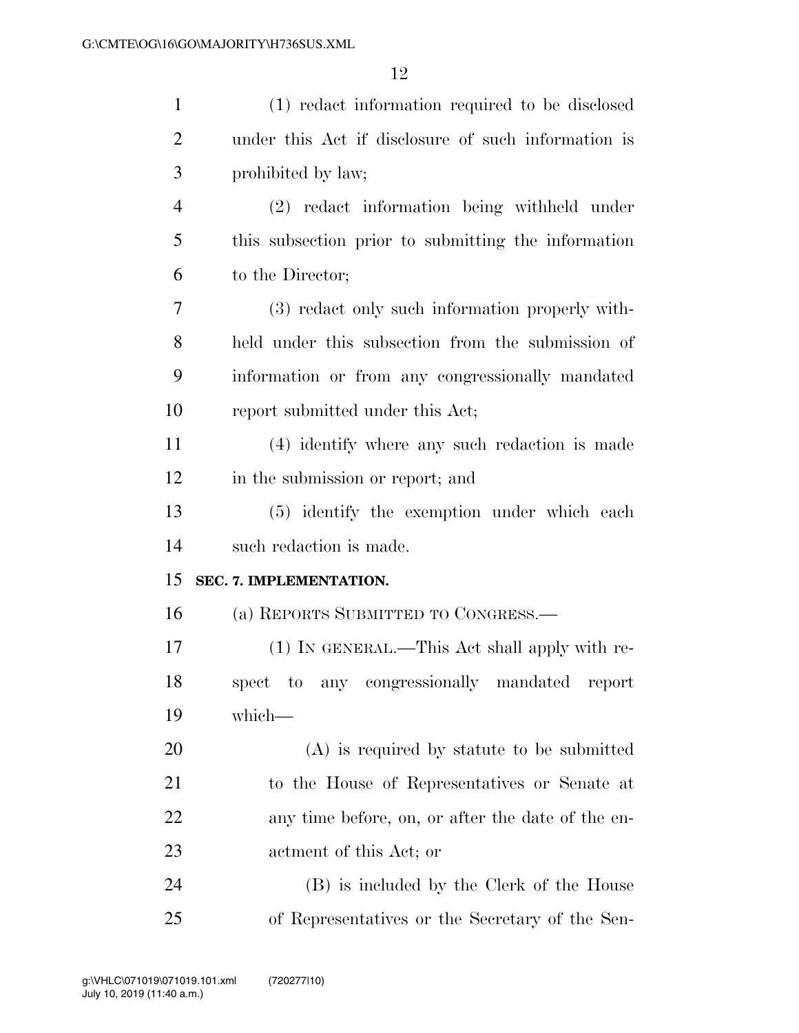(1) redact information required to be disclosed under this Act if disclosure of such information is prohibited by law;

(2) redact information being withheld under this subsection prior to submitting the information to the Director;

(3) redact only such information properly withheld under this subsection from the submission of information or from any congressionally mandated report submitted under this Act;

(4) identify where any such redaction is made in the submission or report; and

(5) identify the exemption under which each such redaction is made.

**SEC. 7. IMPLEMENTATION.**

(a) REPORTS SUBMITTED TO CONGRESS.—

(1) IN GENERAL.—This Act shall apply with respect to any congressionally mandated report which—

(A) is required by statute to be submitted to the House of Representatives or Senate at any time before, on, or after the date of the enactment of this Act; or

(B) is included by the Clerk of the House of Representatives or the Secretary of the Sen-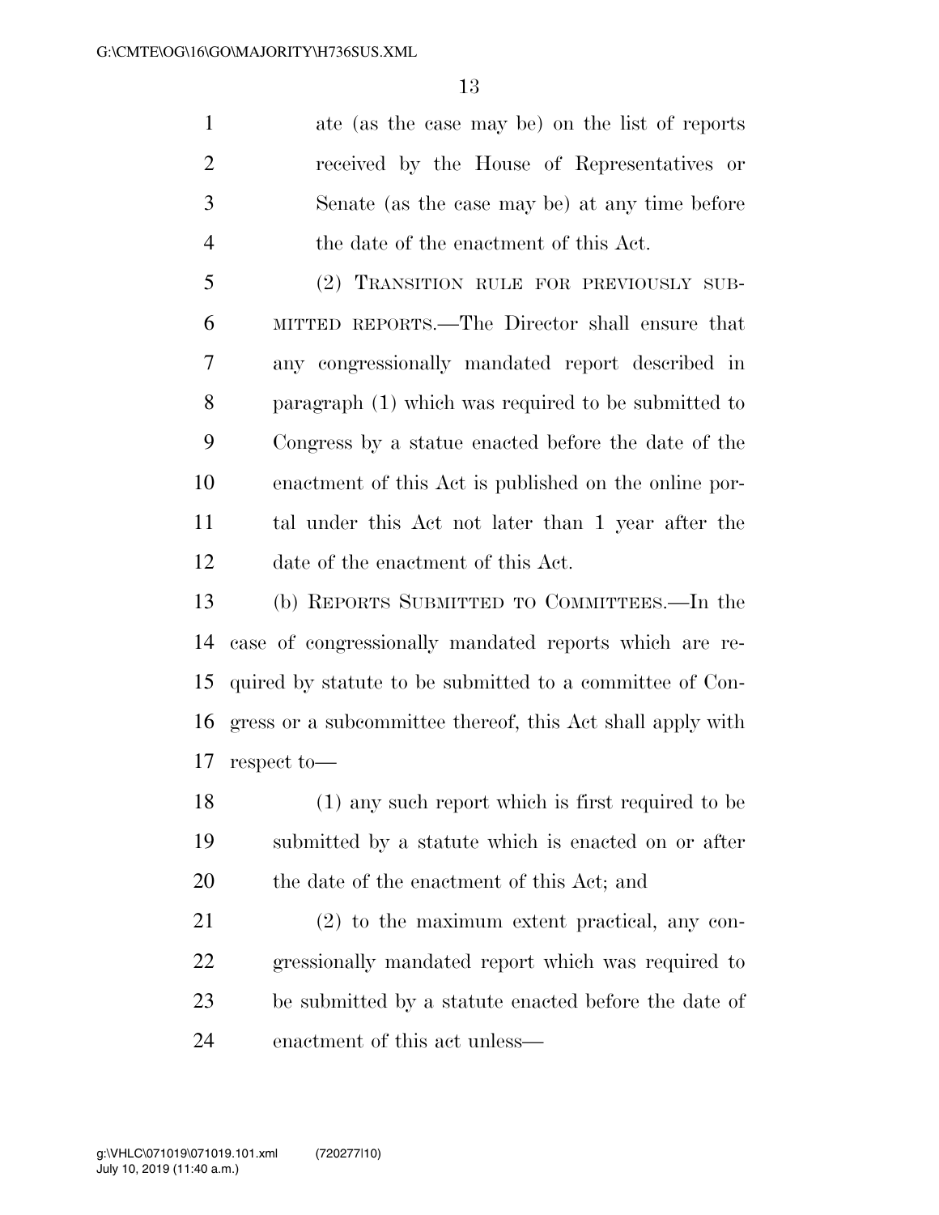ate (as the case may be) on the list of reports received by the House of Representatives or Senate (as the case may be) at any time before the date of the enactment of this Act.

(2) TRANSITION RULE FOR PREVIOUSLY SUBMITTED REPORTS.—The Director shall ensure that any congressionally mandated report described in paragraph (1) which was required to be submitted to Congress by a statue enacted before the date of the enactment of this Act is published on the online portal under this Act not later than 1 year after the date of the enactment of this Act.

(b) REPORTS SUBMITTED TO COMMITTEES.—In the case of congressionally mandated reports which are required by statute to be submitted to a committee of Congress or a subcommittee thereof, this Act shall apply with respect to—

(1) any such report which is first required to be submitted by a statute which is enacted on or after the date of the enactment of this Act; and

(2) to the maximum extent practical, any congressionally mandated report which was required to be submitted by a statute enacted before the date of enactment of this act unless—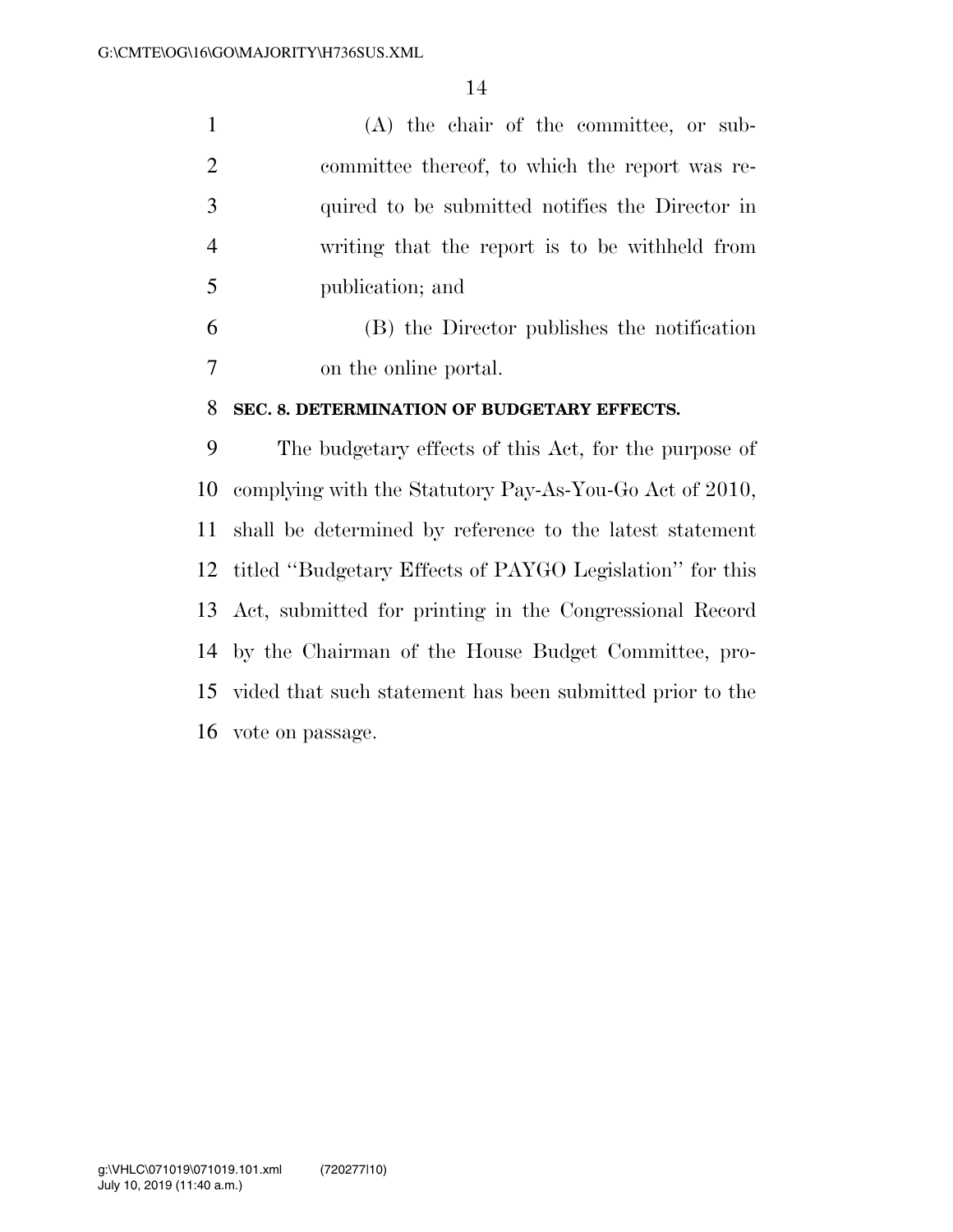(A) the chair of the committee, or subcommittee thereof, to which the report was required to be submitted notifies the Director in writing that the report is to be withheld from publication; and

(B) the Director publishes the notification on the online portal.

**SEC. 8. DETERMINATION OF BUDGETARY EFFECTS.**

The budgetary effects of this Act, for the purpose of complying with the Statutory Pay-As-You-Go Act of 2010, shall be determined by reference to the latest statement titled ''Budgetary Effects of PAYGO Legislation'' for this Act, submitted for printing in the Congressional Record by the Chairman of the House Budget Committee, provided that such statement has been submitted prior to the vote on passage.